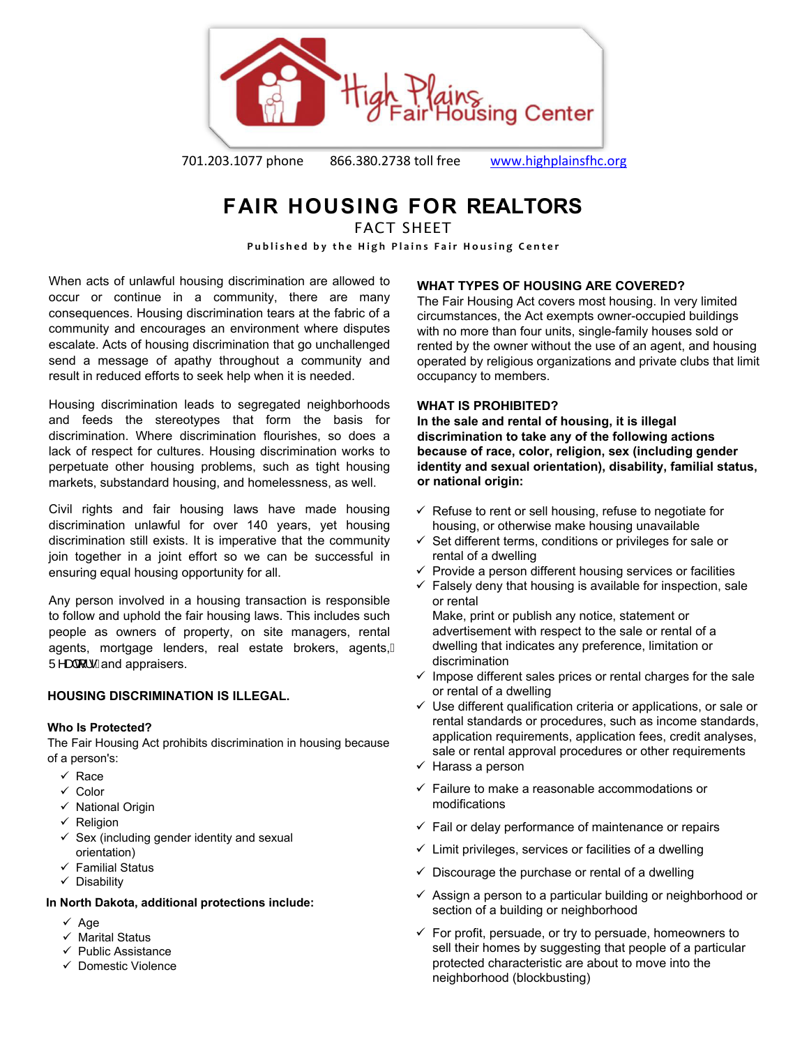High Plains Fair Housing Center

701.203.1077 phone    866.380.2738 toll free    www.highplainsfhc.org

# FAIR HOUSING FOR REALTORS

## FACT SHEET

**Published by the High Plains Fair Housing Center**

When acts of unlawful housing discrimination are allowed to occur or continue in a community, there are many consequences. Housing discrimination tears at the fabric of a community and encourages an environment where disputes escalate. Acts of housing discrimination that go unchallenged send a message of apathy throughout a community and result in reduced efforts to seek help when it is needed.

Housing discrimination leads to segregated neighborhoods and feeds the stereotypes that form the basis for discrimination. Where discrimination flourishes, so does a lack of respect for cultures. Housing discrimination works to perpetuate other housing problems, such as tight housing markets, substandard housing, and homelessness, as well.

Civil rights and fair housing laws have made housing discrimination unlawful for over 140 years, yet housing discrimination still exists. It is imperative that the community join together in a joint effort so we can be successful in ensuring equal housing opportunity for all.

Any person involved in a housing transaction is responsible to follow and uphold the fair housing laws. This includes such people as owners of property, on site managers, rental agents, mortgage lenders, real estate brokers, agents, Realtors and appraisers.

### HOUSING DISCRIMINATION IS ILLEGAL.

**Who Is Protected?**

The Fair Housing Act prohibits discrimination in housing because of a person's:

- ✓ Race
- ✓ Color
- ✓ National Origin
- ✓ Religion
- ✓ Sex (including gender identity and sexual orientation)
- ✓ Familial Status
- ✓ Disability

**In North Dakota, additional protections include:**

- ✓ Age
- ✓ Marital Status
- ✓ Public Assistance
- ✓ Domestic Violence

### WHAT TYPES OF HOUSING ARE COVERED?

The Fair Housing Act covers most housing. In very limited circumstances, the Act exempts owner-occupied buildings with no more than four units, single-family houses sold or rented by the owner without the use of an agent, and housing operated by religious organizations and private clubs that limit occupancy to members.

### WHAT IS PROHIBITED?

**In the sale and rental of housing, it is illegal discrimination to take any of the following actions because of race, color, religion, sex (including gender identity and sexual orientation), disability, familial status, or national origin:**

- ✓ Refuse to rent or sell housing, refuse to negotiate for housing, or otherwise make housing unavailable
- ✓ Set different terms, conditions or privileges for sale or rental of a dwelling
- ✓ Provide a person different housing services or facilities
- ✓ Falsely deny that housing is available for inspection, sale or rental
  Make, print or publish any notice, statement or advertisement with respect to the sale or rental of a dwelling that indicates any preference, limitation or discrimination
- ✓ Impose different sales prices or rental charges for the sale or rental of a dwelling
- ✓ Use different qualification criteria or applications, or sale or rental standards or procedures, such as income standards, application requirements, application fees, credit analyses, sale or rental approval procedures or other requirements
- ✓ Harass a person
- ✓ Failure to make a reasonable accommodations or modifications
- ✓ Fail or delay performance of maintenance or repairs
- ✓ Limit privileges, services or facilities of a dwelling
- ✓ Discourage the purchase or rental of a dwelling
- ✓ Assign a person to a particular building or neighborhood or section of a building or neighborhood
- ✓ For profit, persuade, or try to persuade, homeowners to sell their homes by suggesting that people of a particular protected characteristic are about to move into the neighborhood (blockbusting)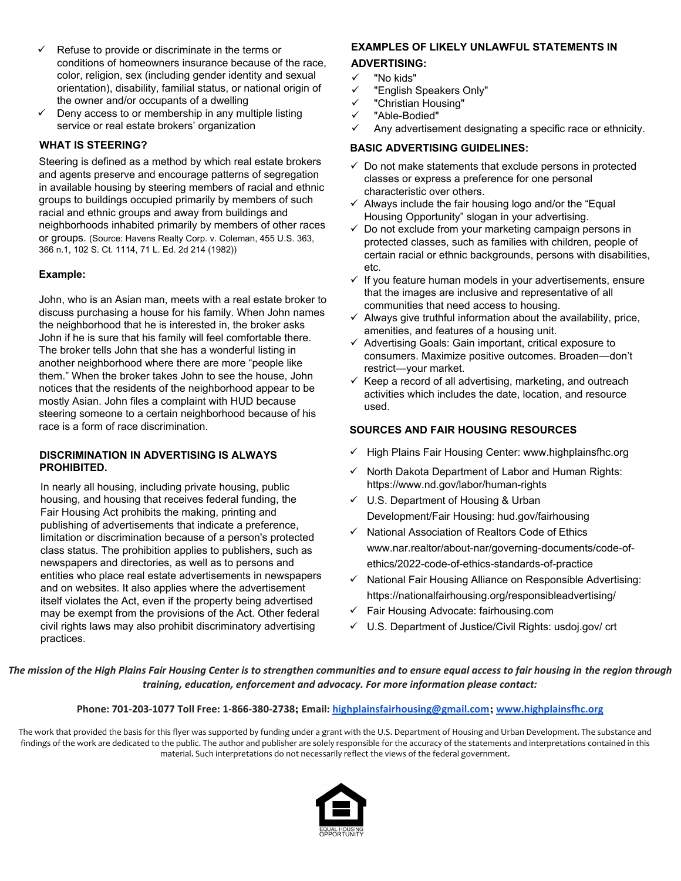- ✓ Refuse to provide or discriminate in the terms or conditions of homeowners insurance because of the race, color, religion, sex (including gender identity and sexual orientation), disability, familial status, or national origin of the owner and/or occupants of a dwelling
- ✓ Deny access to or membership in any multiple listing service or real estate brokers' organization

### WHAT IS STEERING?

Steering is defined as a method by which real estate brokers and agents preserve and encourage patterns of segregation in available housing by steering members of racial and ethnic groups to buildings occupied primarily by members of such racial and ethnic groups and away from buildings and neighborhoods inhabited primarily by members of other races or groups. (Source: Havens Realty Corp. v. Coleman, 455 U.S. 363, 366 n.1, 102 S. Ct. 1114, 71 L. Ed. 2d 214 (1982))

**Example:**

John, who is an Asian man, meets with a real estate broker to discuss purchasing a house for his family. When John names the neighborhood that he is interested in, the broker asks John if he is sure that his family will feel comfortable there. The broker tells John that she has a wonderful listing in another neighborhood where there are more "people like them." When the broker takes John to see the house, John notices that the residents of the neighborhood appear to be mostly Asian. John files a complaint with HUD because steering someone to a certain neighborhood because of his race is a form of race discrimination.

### DISCRIMINATION IN ADVERTISING IS ALWAYS PROHIBITED.

In nearly all housing, including private housing, public housing, and housing that receives federal funding, the Fair Housing Act prohibits the making, printing and publishing of advertisements that indicate a preference, limitation or discrimination because of a person's protected class status. The prohibition applies to publishers, such as newspapers and directories, as well as to persons and entities who place real estate advertisements in newspapers and on websites. It also applies where the advertisement itself violates the Act, even if the property being advertised may be exempt from the provisions of the Act. Other federal civil rights laws may also prohibit discriminatory advertising practices.

### EXAMPLES OF LIKELY UNLAWFUL STATEMENTS IN ADVERTISING:

- ✓ "No kids"
- ✓ "English Speakers Only"
- ✓ "Christian Housing"
- ✓ "Able-Bodied"
- ✓ Any advertisement designating a specific race or ethnicity.

### BASIC ADVERTISING GUIDELINES:

- ✓ Do not make statements that exclude persons in protected classes or express a preference for one personal characteristic over others.
- ✓ Always include the fair housing logo and/or the "Equal Housing Opportunity" slogan in your advertising.
- ✓ Do not exclude from your marketing campaign persons in protected classes, such as families with children, people of certain racial or ethnic backgrounds, persons with disabilities, etc.
- ✓ If you feature human models in your advertisements, ensure that the images are inclusive and representative of all communities that need access to housing.
- ✓ Always give truthful information about the availability, price, amenities, and features of a housing unit.
- ✓ Advertising Goals: Gain important, critical exposure to consumers. Maximize positive outcomes. Broaden—don't restrict—your market.
- ✓ Keep a record of all advertising, marketing, and outreach activities which includes the date, location, and resource used.

### SOURCES AND FAIR HOUSING RESOURCES

- ✓ High Plains Fair Housing Center: www.highplainsfhc.org
- ✓ North Dakota Department of Labor and Human Rights: https://www.nd.gov/labor/human-rights
- ✓ U.S. Department of Housing & Urban Development/Fair Housing: hud.gov/fairhousing
- ✓ National Association of Realtors Code of Ethics www.nar.realtor/about-nar/governing-documents/code-of-ethics/2022-code-of-ethics-standards-of-practice
- ✓ National Fair Housing Alliance on Responsible Advertising: https://nationalfairhousing.org/responsibleadvertising/
- ✓ Fair Housing Advocate: fairhousing.com
- ✓ U.S. Department of Justice/Civil Rights: usdoj.gov/ crt

***The mission of the High Plains Fair Housing Center is to strengthen communities and to ensure equal access to fair housing in the region through training, education, enforcement and advocacy. For more information please contact:***

**Phone: 701-203-1077 Toll Free: 1-866-380-2738; Email: highplainsfairhousing@gmail.com; www.highplainsfhc.org**

The work that provided the basis for this flyer was supported by funding under a grant with the U.S. Department of Housing and Urban Development. The substance and findings of the work are dedicated to the public. The author and publisher are solely responsible for the accuracy of the statements and interpretations contained in this material. Such interpretations do not necessarily reflect the views of the federal government.

EQUAL HOUSING OPPORTUNITY